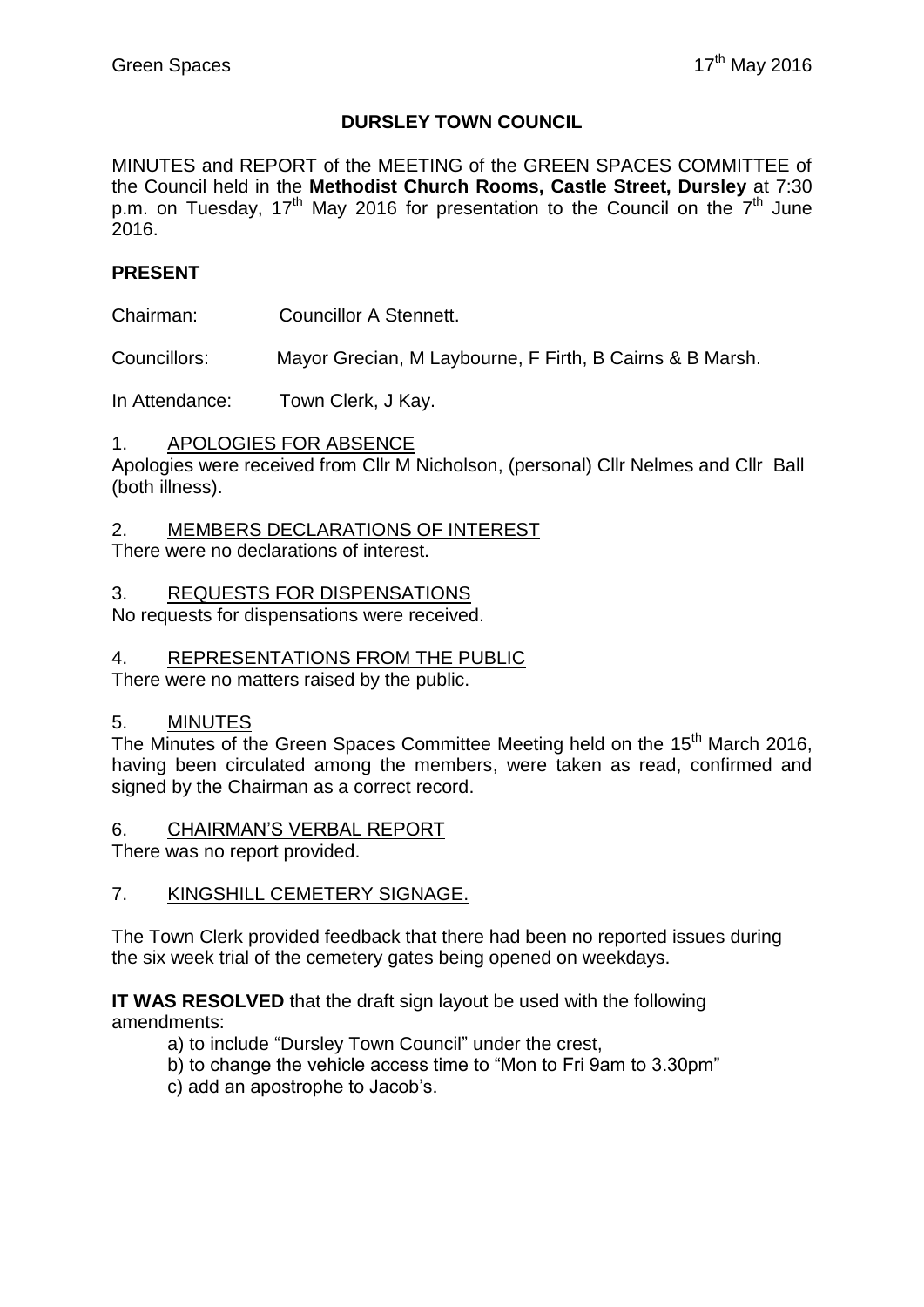# DURSLEY TOWN COUNCIL

MINUTES and REPORT of the MEETING of the GREEN SPACES COMMITTEE of the Council held in the **Methodist Church Rooms, Castle Street, Dursley** at 7:30 p.m. on Tuesday, 17th May 2016 for presentation to the Council on the 7th June 2016.

## PRESENT

Chairman: Councillor A Stennett.

Councillors: Mayor Grecian, M Laybourne, F Firth, B Cairns & B Marsh.

In Attendance: Town Clerk, J Kay.

1. APOLOGIES FOR ABSENCE

Apologies were received from Cllr M Nicholson, (personal) Cllr Nelmes and Cllr Ball (both illness).

2. MEMBERS DECLARATIONS OF INTEREST

There were no declarations of interest.

3. REQUESTS FOR DISPENSATIONS

No requests for dispensations were received.

4. REPRESENTATIONS FROM THE PUBLIC

There were no matters raised by the public.

5. MINUTES

The Minutes of the Green Spaces Committee Meeting held on the 15th March 2016, having been circulated among the members, were taken as read, confirmed and signed by the Chairman as a correct record.

6. CHAIRMAN'S VERBAL REPORT

There was no report provided.

7. KINGSHILL CEMETERY SIGNAGE.

The Town Clerk provided feedback that there had been no reported issues during the six week trial of the cemetery gates being opened on weekdays.

**IT WAS RESOLVED** that the draft sign layout be used with the following amendments:

a) to include "Dursley Town Council" under the crest,

b) to change the vehicle access time to "Mon to Fri 9am to 3.30pm"

c) add an apostrophe to Jacob's.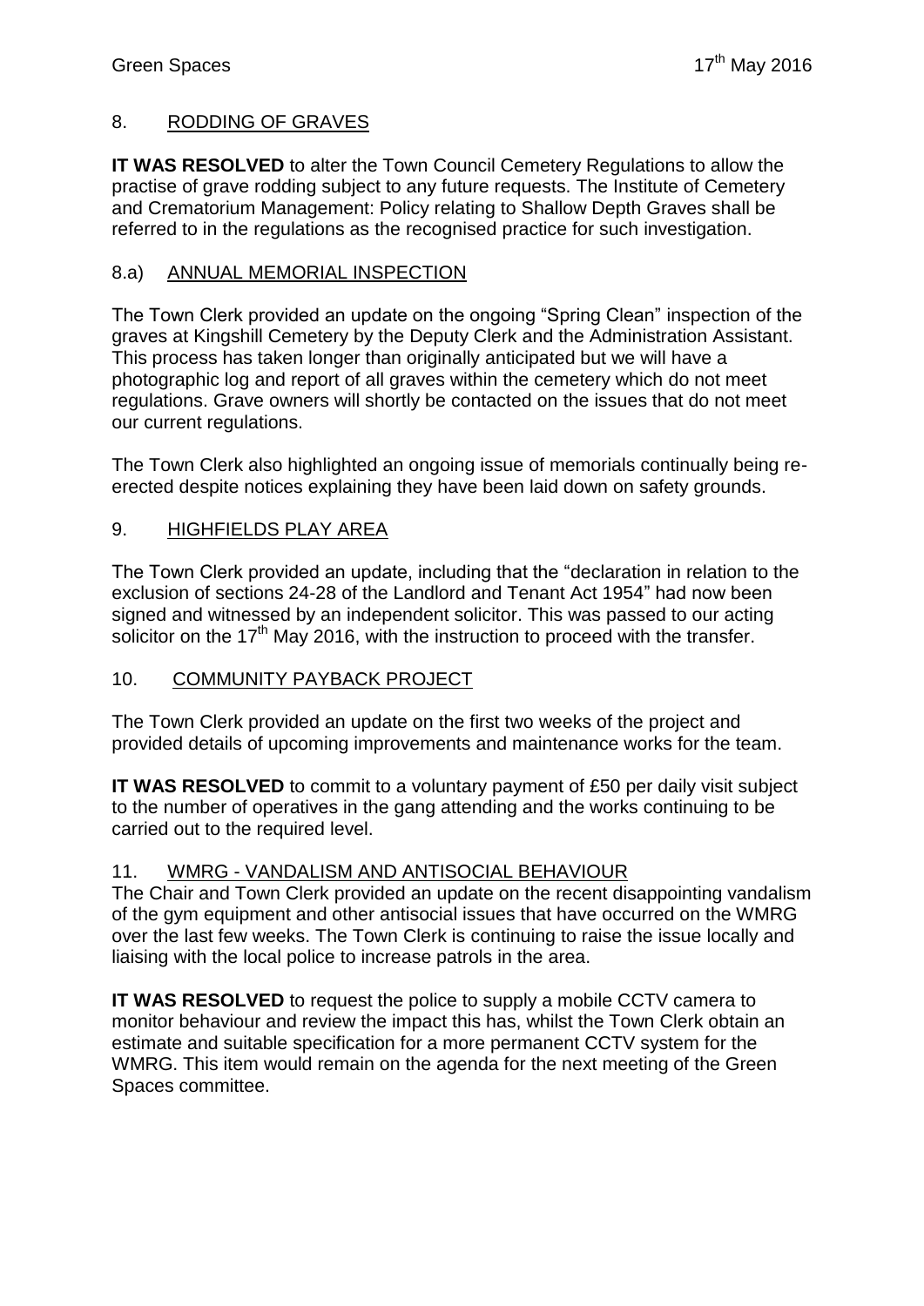## 8. RODDING OF GRAVES

**IT WAS RESOLVED** to alter the Town Council Cemetery Regulations to allow the practise of grave rodding subject to any future requests. The Institute of Cemetery and Crematorium Management: Policy relating to Shallow Depth Graves shall be referred to in the regulations as the recognised practice for such investigation.

## 8.a) ANNUAL MEMORIAL INSPECTION

The Town Clerk provided an update on the ongoing "Spring Clean" inspection of the graves at Kingshill Cemetery by the Deputy Clerk and the Administration Assistant. This process has taken longer than originally anticipated but we will have a photographic log and report of all graves within the cemetery which do not meet regulations. Grave owners will shortly be contacted on the issues that do not meet our current regulations.

The Town Clerk also highlighted an ongoing issue of memorials continually being re-erected despite notices explaining they have been laid down on safety grounds.

## 9. HIGHFIELDS PLAY AREA

The Town Clerk provided an update, including that the "declaration in relation to the exclusion of sections 24-28 of the Landlord and Tenant Act 1954" had now been signed and witnessed by an independent solicitor. This was passed to our acting solicitor on the 17th May 2016, with the instruction to proceed with the transfer.

## 10. COMMUNITY PAYBACK PROJECT

The Town Clerk provided an update on the first two weeks of the project and provided details of upcoming improvements and maintenance works for the team.

**IT WAS RESOLVED** to commit to a voluntary payment of £50 per daily visit subject to the number of operatives in the gang attending and the works continuing to be carried out to the required level.

## 11. WMRG - VANDALISM AND ANTISOCIAL BEHAVIOUR

The Chair and Town Clerk provided an update on the recent disappointing vandalism of the gym equipment and other antisocial issues that have occurred on the WMRG over the last few weeks. The Town Clerk is continuing to raise the issue locally and liaising with the local police to increase patrols in the area.

**IT WAS RESOLVED** to request the police to supply a mobile CCTV camera to monitor behaviour and review the impact this has, whilst the Town Clerk obtain an estimate and suitable specification for a more permanent CCTV system for the WMRG. This item would remain on the agenda for the next meeting of the Green Spaces committee.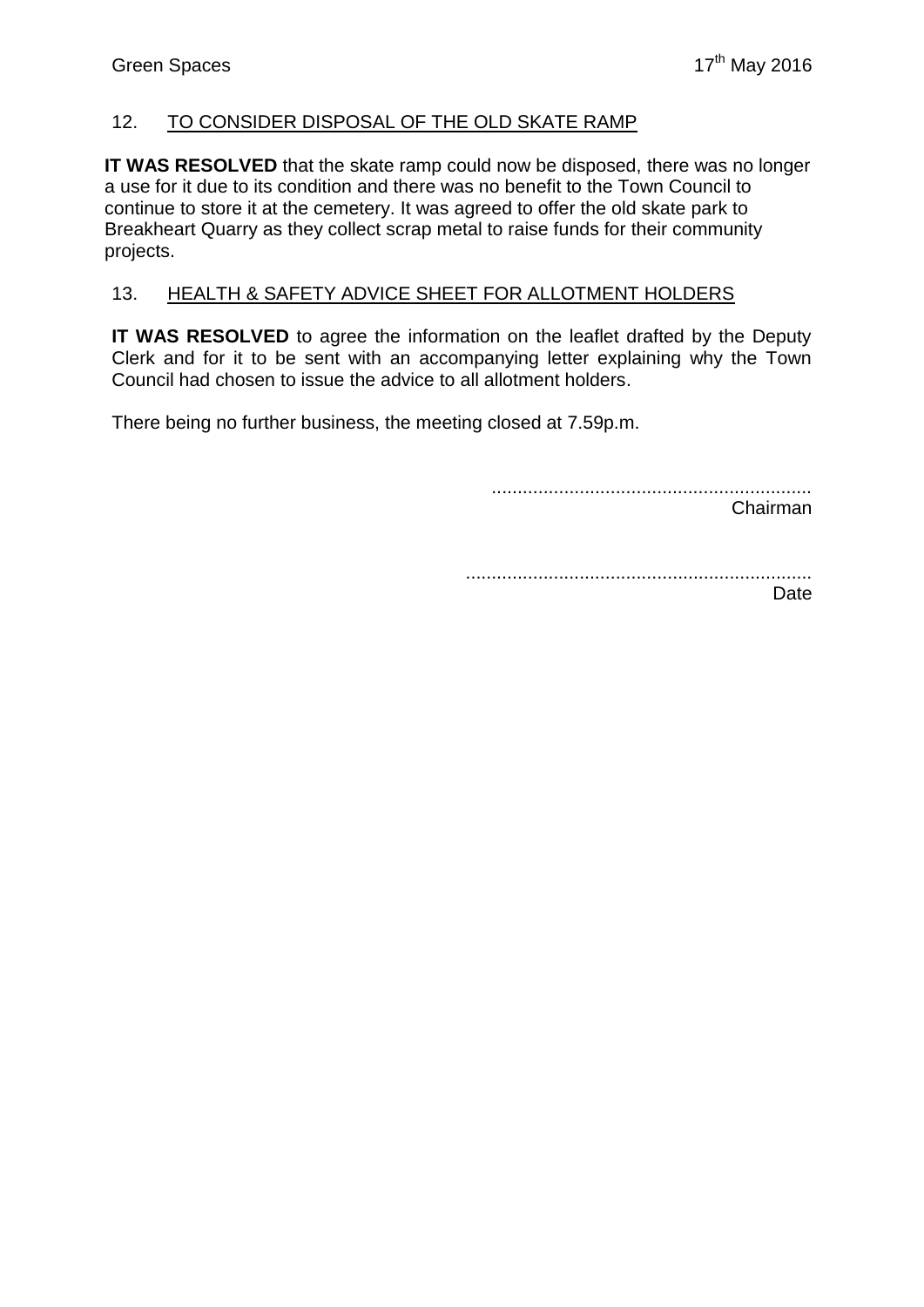## 12. TO CONSIDER DISPOSAL OF THE OLD SKATE RAMP

**IT WAS RESOLVED** that the skate ramp could now be disposed, there was no longer a use for it due to its condition and there was no benefit to the Town Council to continue to store it at the cemetery. It was agreed to offer the old skate park to Breakheart Quarry as they collect scrap metal to raise funds for their community projects.

## 13. HEALTH & SAFETY ADVICE SHEET FOR ALLOTMENT HOLDERS

**IT WAS RESOLVED** to agree the information on the leaflet drafted by the Deputy Clerk and for it to be sent with an accompanying letter explaining why the Town Council had chosen to issue the advice to all allotment holders.

There being no further business, the meeting closed at 7.59p.m.

.............................................................
Chairman

..................................................................
Date